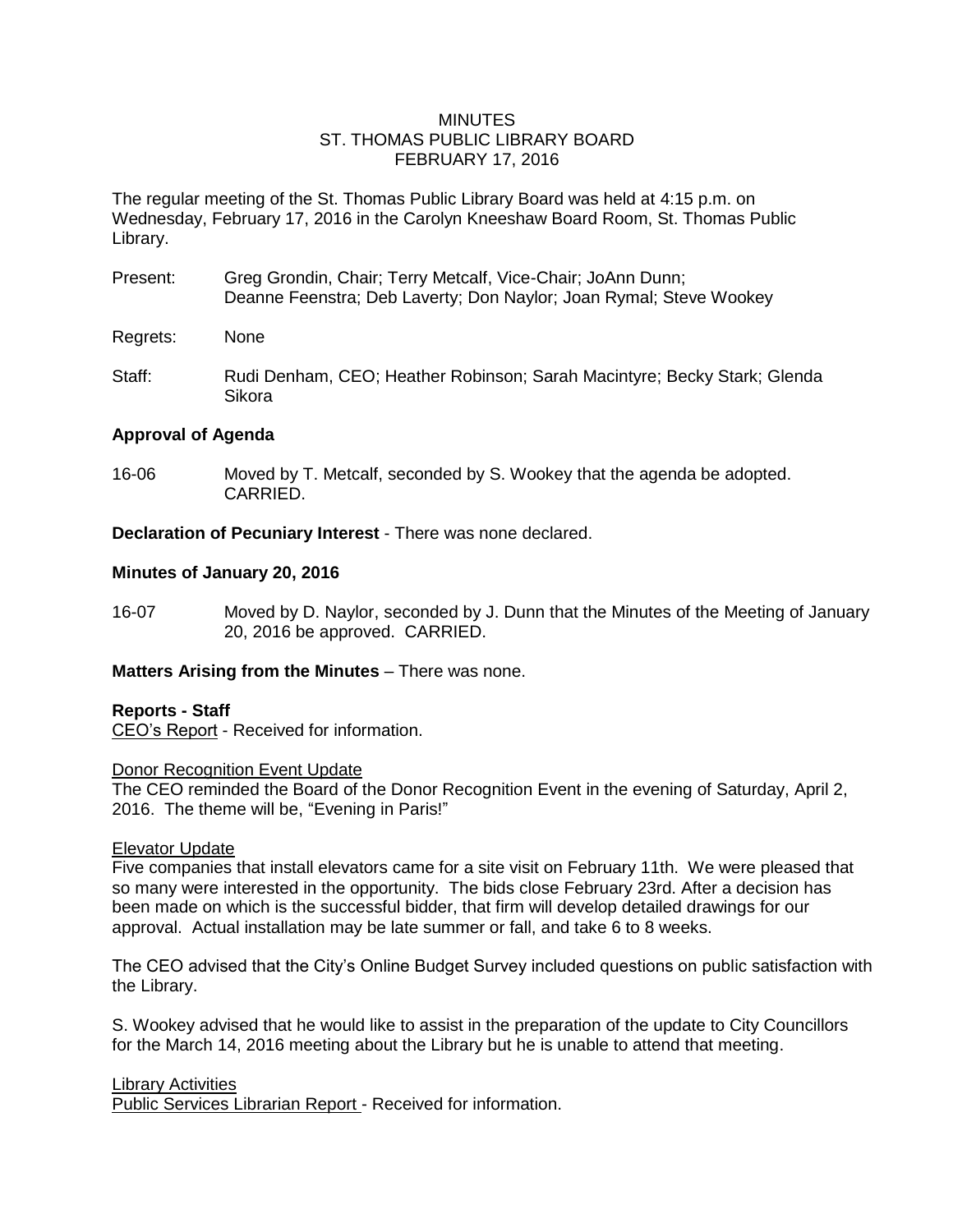# MINUTES
# ST. THOMAS PUBLIC LIBRARY BOARD
# FEBRUARY 17, 2016

The regular meeting of the St. Thomas Public Library Board was held at 4:15 p.m. on Wednesday, February 17, 2016 in the Carolyn Kneeshaw Board Room, St. Thomas Public Library.

Present: Greg Grondin, Chair; Terry Metcalf, Vice-Chair; JoAnn Dunn; Deanne Feenstra; Deb Laverty; Don Naylor; Joan Rymal; Steve Wookey

Regrets: None

Staff: Rudi Denham, CEO; Heather Robinson; Sarah Macintyre; Becky Stark; Glenda Sikora

**Approval of Agenda**

16-06 Moved by T. Metcalf, seconded by S. Wookey that the agenda be adopted. CARRIED.

**Declaration of Pecuniary Interest** - There was none declared.

**Minutes of January 20, 2016**

16-07 Moved by D. Naylor, seconded by J. Dunn that the Minutes of the Meeting of January 20, 2016 be approved. CARRIED.

**Matters Arising from the Minutes** – There was none.

**Reports - Staff**

<u>CEO's Report</u> - Received for information.

<u>Donor Recognition Event Update</u>

The CEO reminded the Board of the Donor Recognition Event in the evening of Saturday, April 2, 2016. The theme will be, "Evening in Paris!"

<u>Elevator Update</u>

Five companies that install elevators came for a site visit on February 11th. We were pleased that so many were interested in the opportunity. The bids close February 23rd. After a decision has been made on which is the successful bidder, that firm will develop detailed drawings for our approval. Actual installation may be late summer or fall, and take 6 to 8 weeks.

The CEO advised that the City's Online Budget Survey included questions on public satisfaction with the Library.

S. Wookey advised that he would like to assist in the preparation of the update to City Councillors for the March 14, 2016 meeting about the Library but he is unable to attend that meeting.

<u>Library Activities</u>

<u>Public Services Librarian Report</u> - Received for information.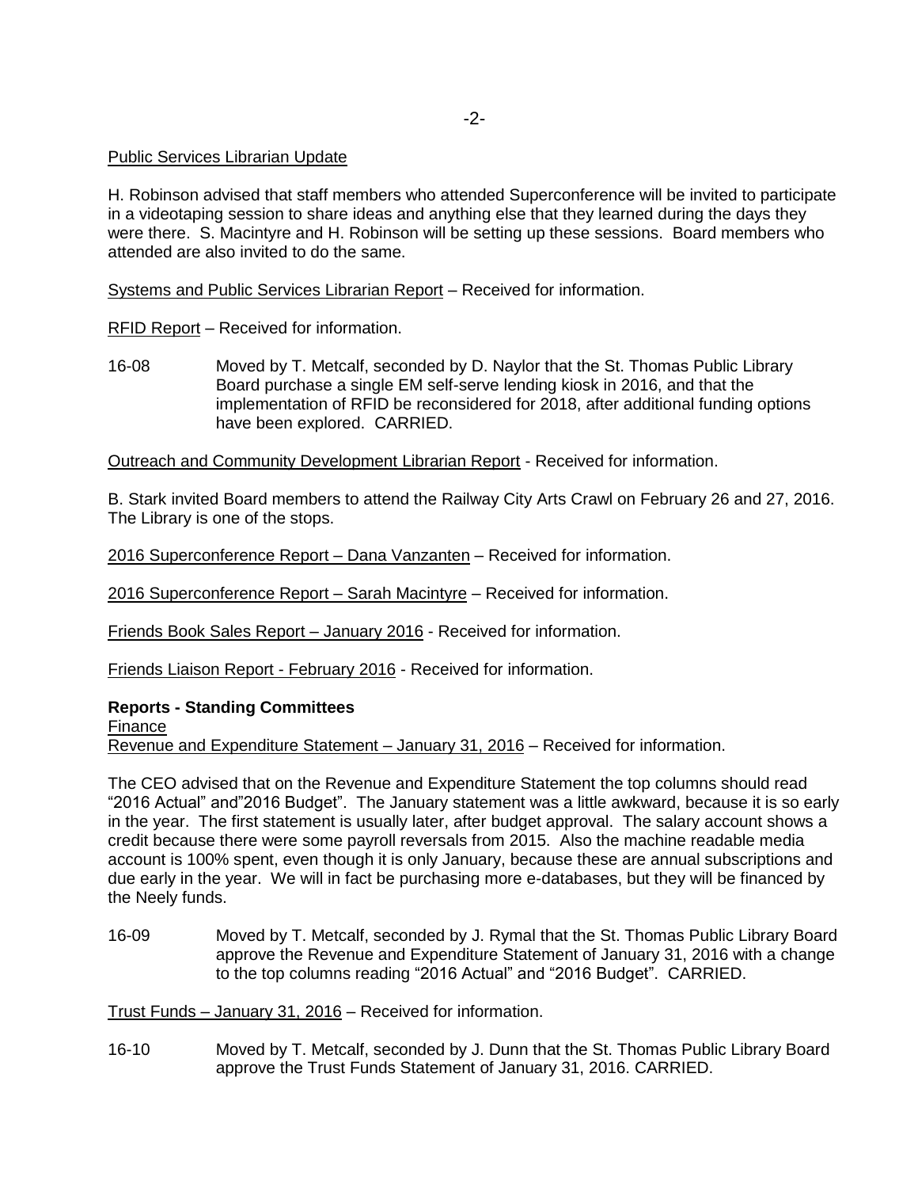Public Services Librarian Update

H. Robinson advised that staff members who attended Superconference will be invited to participate in a videotaping session to share ideas and anything else that they learned during the days they were there. S. Macintyre and H. Robinson will be setting up these sessions. Board members who attended are also invited to do the same.

Systems and Public Services Librarian Report – Received for information.

RFID Report – Received for information.

16-08 Moved by T. Metcalf, seconded by D. Naylor that the St. Thomas Public Library Board purchase a single EM self-serve lending kiosk in 2016, and that the implementation of RFID be reconsidered for 2018, after additional funding options have been explored. CARRIED.

Outreach and Community Development Librarian Report - Received for information.

B. Stark invited Board members to attend the Railway City Arts Crawl on February 26 and 27, 2016. The Library is one of the stops.

2016 Superconference Report – Dana Vanzanten – Received for information.

2016 Superconference Report – Sarah Macintyre – Received for information.

Friends Book Sales Report – January 2016 - Received for information.

Friends Liaison Report - February 2016 - Received for information.

**Reports - Standing Committees**

Finance

Revenue and Expenditure Statement – January 31, 2016 – Received for information.

The CEO advised that on the Revenue and Expenditure Statement the top columns should read "2016 Actual" and"2016 Budget". The January statement was a little awkward, because it is so early in the year. The first statement is usually later, after budget approval. The salary account shows a credit because there were some payroll reversals from 2015. Also the machine readable media account is 100% spent, even though it is only January, because these are annual subscriptions and due early in the year. We will in fact be purchasing more e-databases, but they will be financed by the Neely funds.

16-09 Moved by T. Metcalf, seconded by J. Rymal that the St. Thomas Public Library Board approve the Revenue and Expenditure Statement of January 31, 2016 with a change to the top columns reading "2016 Actual" and "2016 Budget". CARRIED.

Trust Funds – January 31, 2016 – Received for information.

16-10 Moved by T. Metcalf, seconded by J. Dunn that the St. Thomas Public Library Board approve the Trust Funds Statement of January 31, 2016. CARRIED.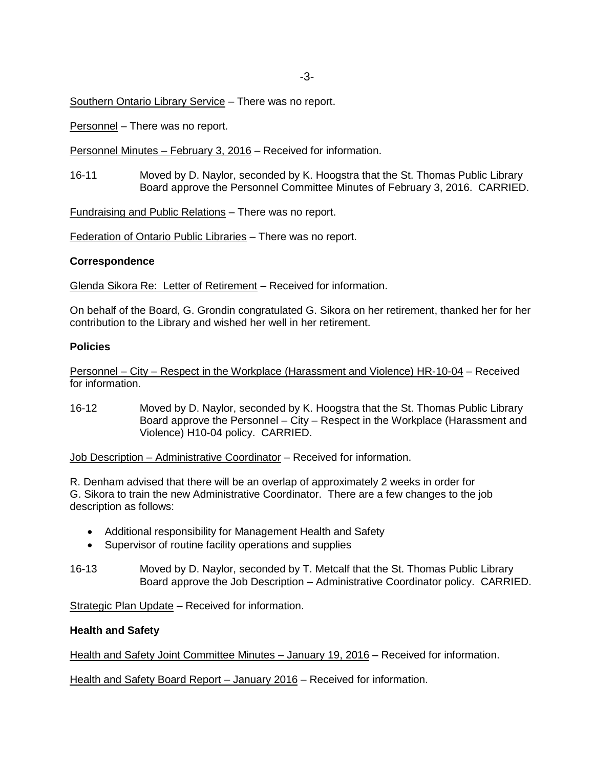Southern Ontario Library Service – There was no report.

Personnel – There was no report.

Personnel Minutes – February 3, 2016 – Received for information.

16-11 Moved by D. Naylor, seconded by K. Hoogstra that the St. Thomas Public Library Board approve the Personnel Committee Minutes of February 3, 2016. CARRIED.

Fundraising and Public Relations – There was no report.

Federation of Ontario Public Libraries – There was no report.

**Correspondence**

Glenda Sikora Re: Letter of Retirement – Received for information.

On behalf of the Board, G. Grondin congratulated G. Sikora on her retirement, thanked her for her contribution to the Library and wished her well in her retirement.

**Policies**

Personnel – City – Respect in the Workplace (Harassment and Violence) HR-10-04 – Received for information.

16-12 Moved by D. Naylor, seconded by K. Hoogstra that the St. Thomas Public Library Board approve the Personnel – City – Respect in the Workplace (Harassment and Violence) H10-04 policy. CARRIED.

Job Description – Administrative Coordinator – Received for information.

R. Denham advised that there will be an overlap of approximately 2 weeks in order for G. Sikora to train the new Administrative Coordinator. There are a few changes to the job description as follows:

- Additional responsibility for Management Health and Safety
- Supervisor of routine facility operations and supplies

16-13 Moved by D. Naylor, seconded by T. Metcalf that the St. Thomas Public Library Board approve the Job Description – Administrative Coordinator policy. CARRIED.

Strategic Plan Update – Received for information.

**Health and Safety**

Health and Safety Joint Committee Minutes – January 19, 2016 – Received for information.

Health and Safety Board Report – January 2016 – Received for information.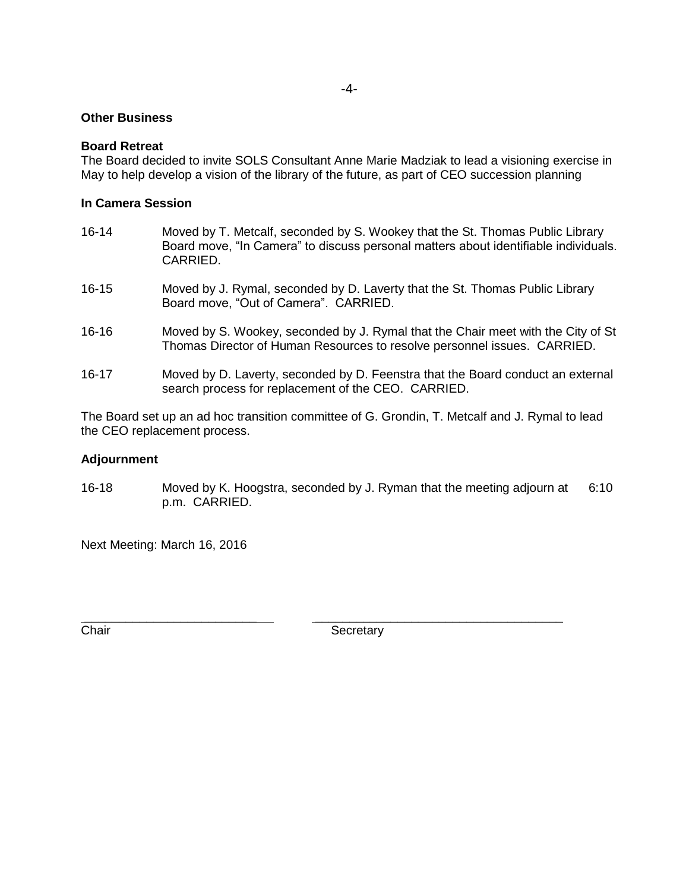**Other Business**

**Board Retreat**

The Board decided to invite SOLS Consultant Anne Marie Madziak to lead a visioning exercise in May to help develop a vision of the library of the future, as part of CEO succession planning

**In Camera Session**

16-14 Moved by T. Metcalf, seconded by S. Wookey that the St. Thomas Public Library Board move, "In Camera" to discuss personal matters about identifiable individuals. CARRIED.

16-15 Moved by J. Rymal, seconded by D. Laverty that the St. Thomas Public Library Board move, "Out of Camera". CARRIED.

16-16 Moved by S. Wookey, seconded by J. Rymal that the Chair meet with the City of St Thomas Director of Human Resources to resolve personnel issues. CARRIED.

16-17 Moved by D. Laverty, seconded by D. Feenstra that the Board conduct an external search process for replacement of the CEO. CARRIED.

The Board set up an ad hoc transition committee of G. Grondin, T. Metcalf and J. Rymal to lead the CEO replacement process.

**Adjournment**

16-18 Moved by K. Hoogstra, seconded by J. Ryman that the meeting adjourn at 6:10 p.m. CARRIED.

Next Meeting: March 16, 2016

___________________________ ___________________________

Chair Secretary